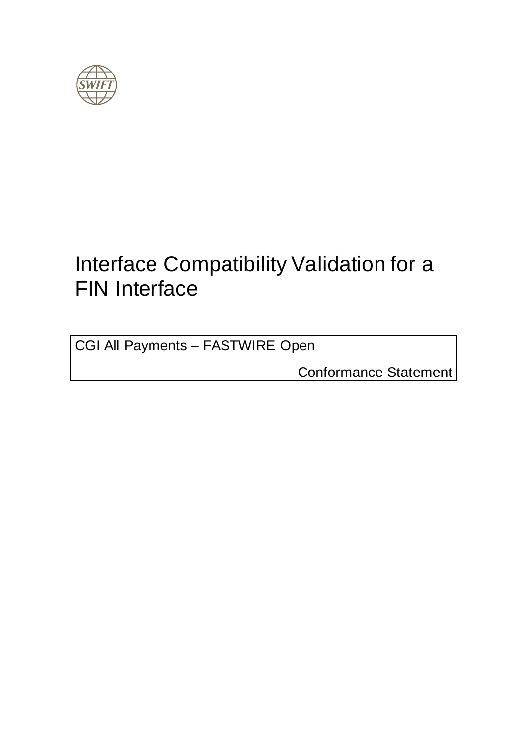# Interface Compatibility Validation for a FIN Interface

CGI All Payments – FASTWIRE Open

Conformance Statement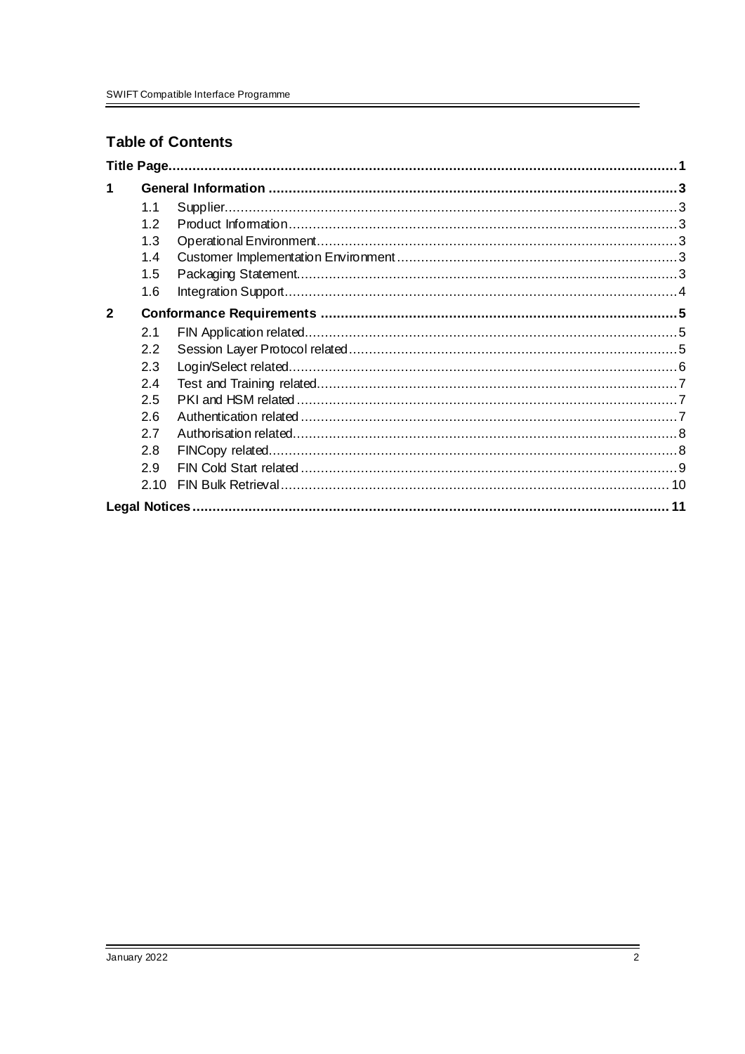## Table of Contents

| | | | |
|---|---|---|---|
| **Title Page** | | | **1** |
| **1** | **General Information** | | **3** |
| | 1.1 | Supplier | 3 |
| | 1.2 | Product Information | 3 |
| | 1.3 | Operational Environment | 3 |
| | 1.4 | Customer Implementation Environment | 3 |
| | 1.5 | Packaging Statement | 3 |
| | 1.6 | Integration Support | 4 |
| **2** | **Conformance Requirements** | | **5** |
| | 2.1 | FIN Application related | 5 |
| | 2.2 | Session Layer Protocol related | 5 |
| | 2.3 | Login/Select related | 6 |
| | 2.4 | Test and Training related | 7 |
| | 2.5 | PKI and HSM related | 7 |
| | 2.6 | Authentication related | 7 |
| | 2.7 | Authorisation related | 8 |
| | 2.8 | FINCopy related | 8 |
| | 2.9 | FIN Cold Start related | 9 |
| | 2.10 | FIN Bulk Retrieval | 10 |
| **Legal Notices** | | | **11** |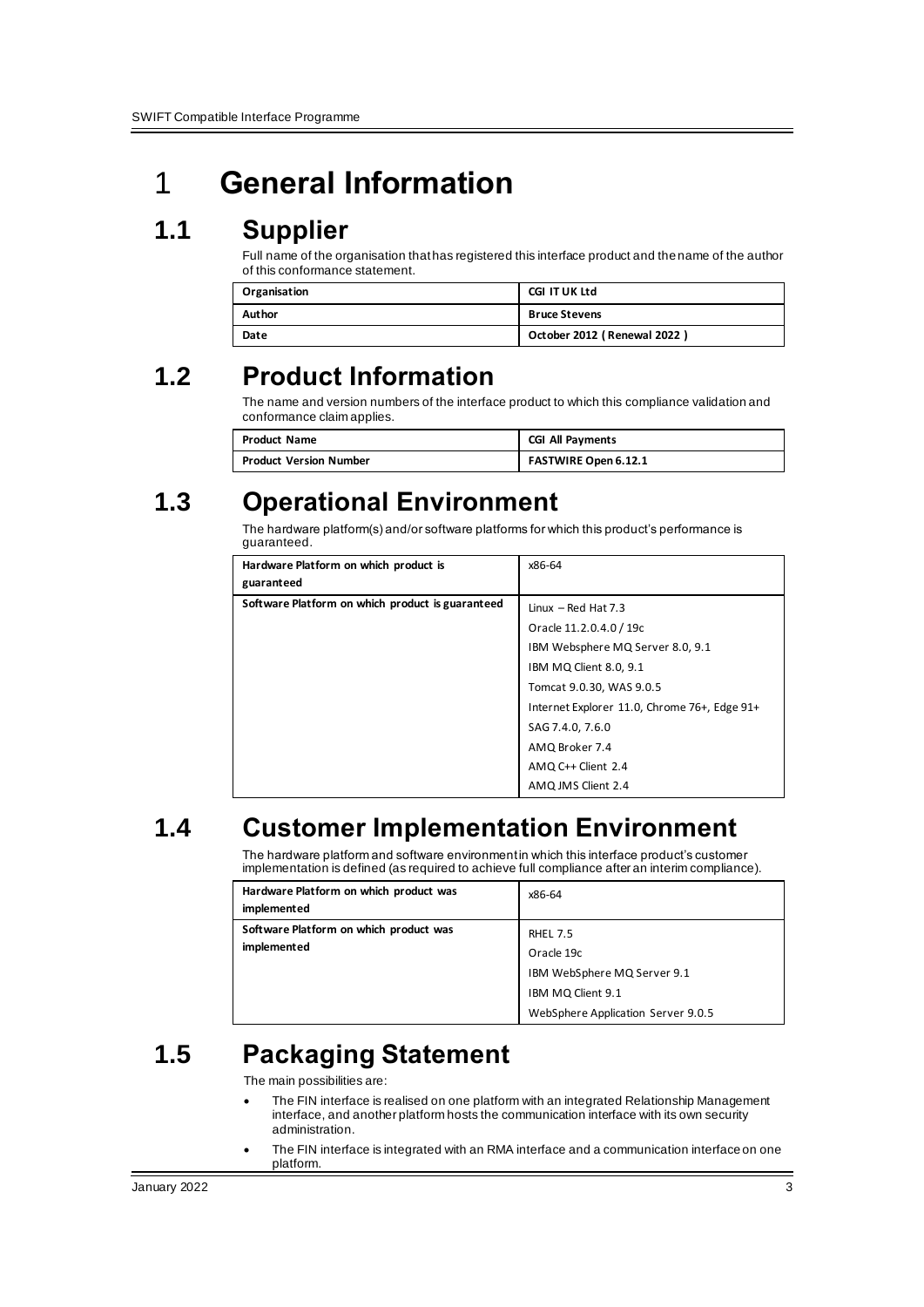# 1 General Information

## 1.1 Supplier

Full name of the organisation that has registered this interface product and the name of the author of this conformance statement.

| Organisation | CGI IT UK Ltd |
|---|---|
| Author | Bruce Stevens |
| Date | October 2012 ( Renewal 2022 ) |

## 1.2 Product Information

The name and version numbers of the interface product to which this compliance validation and conformance claim applies.

| Product Name | CGI All Payments |
|---|---|
| Product Version Number | FASTWIRE Open 6.12.1 |

## 1.3 Operational Environment

The hardware platform(s) and/or software platforms for which this product's performance is guaranteed.

| Hardware Platform on which product is guaranteed | x86-64 |
|---|---|
| Software Platform on which product is guaranteed | Linux – Red Hat 7.3<br>Oracle 11.2.0.4.0 / 19c<br>IBM Websphere MQ Server 8.0, 9.1<br>IBM MQ Client 8.0, 9.1<br>Tomcat 9.0.30, WAS 9.0.5<br>Internet Explorer 11.0, Chrome 76+, Edge 91+<br>SAG 7.4.0, 7.6.0<br>AMQ Broker 7.4<br>AMQ C++ Client 2.4<br>AMQ JMS Client 2.4 |

## 1.4 Customer Implementation Environment

The hardware platform and software environment in which this interface product's customer implementation is defined (as required to achieve full compliance after an interim compliance).

| Hardware Platform on which product was implemented | x86-64 |
|---|---|
| Software Platform on which product was implemented | RHEL 7.5<br>Oracle 19c<br>IBM WebSphere MQ Server 9.1<br>IBM MQ Client 9.1<br>WebSphere Application Server 9.0.5 |

## 1.5 Packaging Statement

The main possibilities are:

- The FIN interface is realised on one platform with an integrated Relationship Management interface, and another platform hosts the communication interface with its own security administration.
- The FIN interface is integrated with an RMA interface and a communication interface on one platform.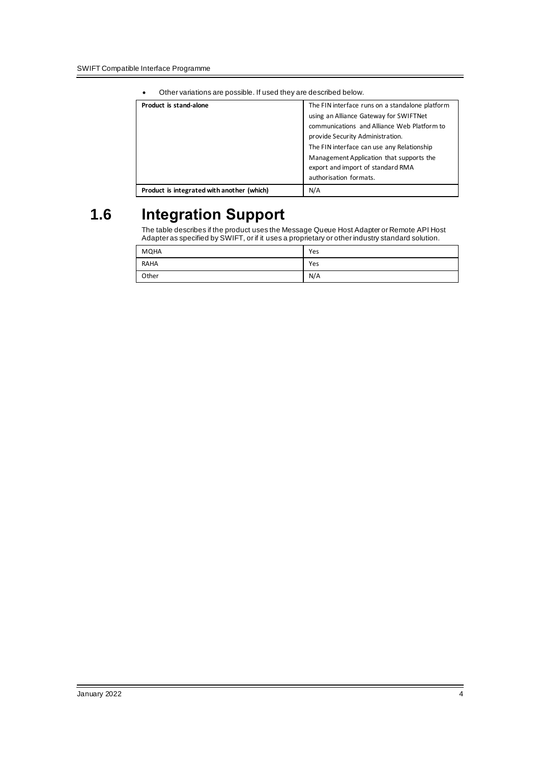- Other variations are possible. If used they are described below.

| **Product is stand-alone** | The FIN interface runs on a standalone platform using an Alliance Gateway for SWIFTNet communications and Alliance Web Platform to provide Security Administration.<br>The FIN interface can use any Relationship Management Application that supports the export and import of standard RMA authorisation formats. |
|---|---|
| **Product is integrated with another (which)** | N/A |

## 1.6 Integration Support

The table describes if the product uses the Message Queue Host Adapter or Remote API Host Adapter as specified by SWIFT, or if it uses a proprietary or other industry standard solution.

| MQHA | Yes |
|---|---|
| RAHA | Yes |
| Other | N/A |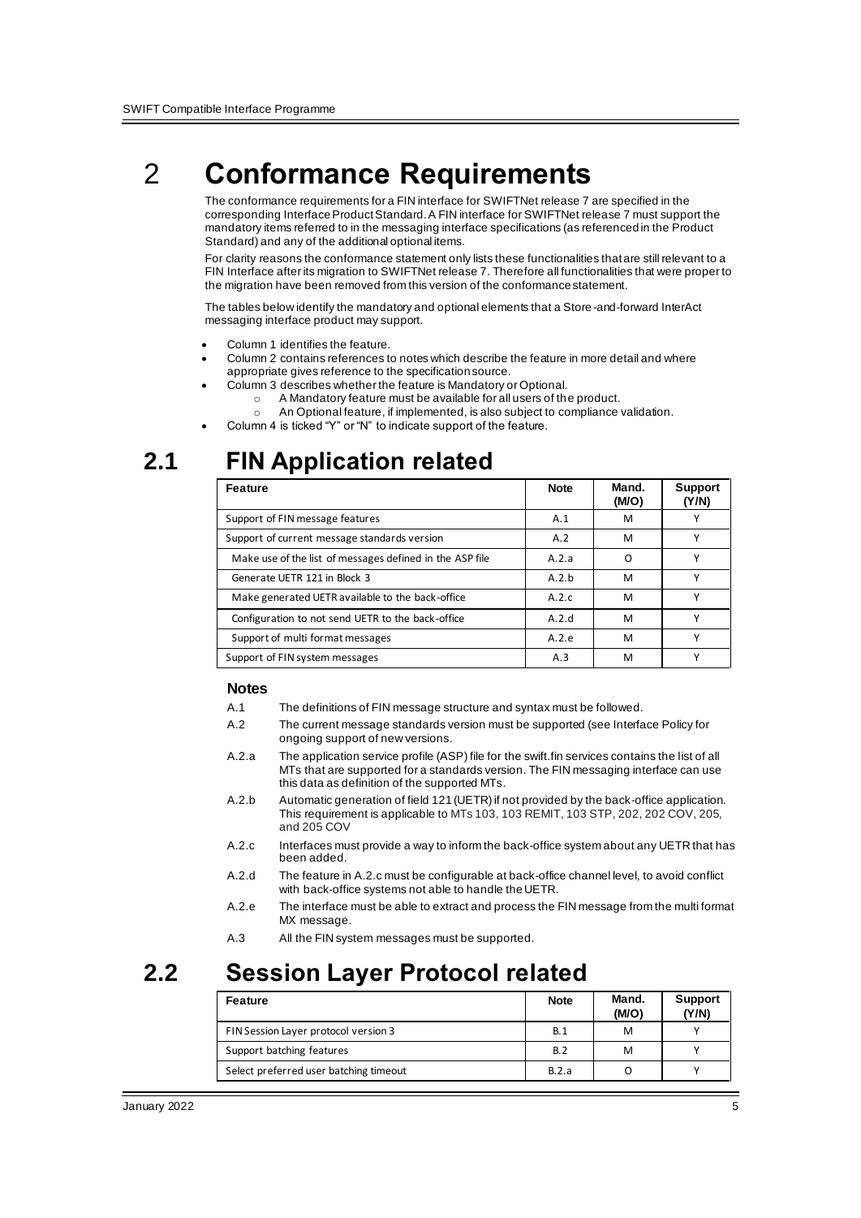# 2 Conformance Requirements

The conformance requirements for a FIN interface for SWIFTNet release 7 are specified in the corresponding Interface Product Standard. A FIN interface for SWIFTNet release 7 must support the mandatory items referred to in the messaging interface specifications (as referenced in the Product Standard) and any of the additional optional items.

For clarity reasons the conformance statement only lists these functionalities that are still relevant to a FIN Interface after its migration to SWIFTNet release 7. Therefore all functionalities that were proper to the migration have been removed from this version of the conformance statement.

The tables below identify the mandatory and optional elements that a Store-and-forward InterAct messaging interface product may support.

- Column 1 identifies the feature.
- Column 2 contains references to notes which describe the feature in more detail and where appropriate gives reference to the specification source.
- Column 3 describes whether the feature is Mandatory or Optional.
  - A Mandatory feature must be available for all users of the product.
  - An Optional feature, if implemented, is also subject to compliance validation.
- Column 4 is ticked "Y" or "N" to indicate support of the feature.

## 2.1 FIN Application related

| Feature | Note | Mand. (M/O) | Support (Y/N) |
|---|---|---|---|
| Support of FIN message features | A.1 | M | Y |
| Support of current message standards version | A.2 | M | Y |
| Make use of the list of messages defined in the ASP file | A.2.a | O | Y |
| Generate UETR 121 in Block 3 | A.2.b | M | Y |
| Make generated UETR available to the back-office | A.2.c | M | Y |
| Configuration to not send UETR to the back-office | A.2.d | M | Y |
| Support of multi format messages | A.2.e | M | Y |
| Support of FIN system messages | A.3 | M | Y |

**Notes**

A.1 The definitions of FIN message structure and syntax must be followed.

A.2 The current message standards version must be supported (see Interface Policy for ongoing support of new versions.

A.2.a The application service profile (ASP) file for the swift.fin services contains the list of all MTs that are supported for a standards version. The FIN messaging interface can use this data as definition of the supported MTs.

A.2.b Automatic generation of field 121 (UETR) if not provided by the back-office application. This requirement is applicable to MTs 103, 103 REMIT, 103 STP, 202, 202 COV, 205, and 205 COV

A.2.c Interfaces must provide a way to inform the back-office system about any UETR that has been added.

A.2.d The feature in A.2.c must be configurable at back-office channel level, to avoid conflict with back-office systems not able to handle the UETR.

A.2.e The interface must be able to extract and process the FIN message from the multi format MX message.

A.3 All the FIN system messages must be supported.

## 2.2 Session Layer Protocol related

| Feature | Note | Mand. (M/O) | Support (Y/N) |
|---|---|---|---|
| FIN Session Layer protocol version 3 | B.1 | M | Y |
| Support batching features | B.2 | M | Y |
| Select preferred user batching timeout | B.2.a | O | Y |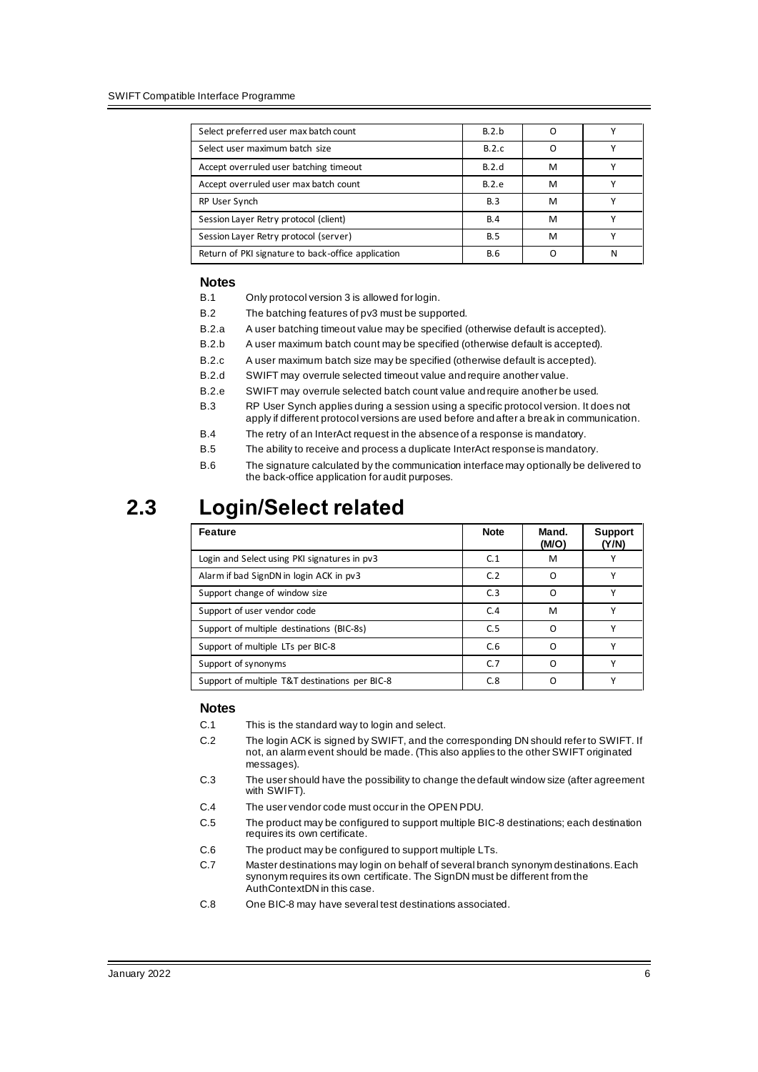| Select preferred user max batch count | B.2.b | O | Y |
|---|---|---|---|
| Select user maximum batch size | B.2.c | O | Y |
| Accept overruled user batching timeout | B.2.d | M | Y |
| Accept overruled user max batch count | B.2.e | M | Y |
| RP User Synch | B.3 | M | Y |
| Session Layer Retry protocol (client) | B.4 | M | Y |
| Session Layer Retry protocol (server) | B.5 | M | Y |
| Return of PKI signature to back-office application | B.6 | O | N |

#### Notes

- B.1 Only protocol version 3 is allowed for login.
- B.2 The batching features of pv3 must be supported.
- B.2.a A user batching timeout value may be specified (otherwise default is accepted).
- B.2.b A user maximum batch count may be specified (otherwise default is accepted).
- B.2.c A user maximum batch size may be specified (otherwise default is accepted).
- B.2.d SWIFT may overrule selected timeout value and require another value.
- B.2.e SWIFT may overrule selected batch count value and require another be used.
- B.3 RP User Synch applies during a session using a specific protocol version. It does not apply if different protocol versions are used before and after a break in communication.
- B.4 The retry of an InterAct request in the absence of a response is mandatory.
- B.5 The ability to receive and process a duplicate InterAct response is mandatory.
- B.6 The signature calculated by the communication interface may optionally be delivered to the back-office application for audit purposes.

## 2.3 Login/Select related

| Feature | Note | Mand. (M/O) | Support (Y/N) |
|---|---|---|---|
| Login and Select using PKI signatures in pv3 | C.1 | M | Y |
| Alarm if bad SignDN in login ACK in pv3 | C.2 | O | Y |
| Support change of window size | C.3 | O | Y |
| Support of user vendor code | C.4 | M | Y |
| Support of multiple destinations (BIC-8s) | C.5 | O | Y |
| Support of multiple LTs per BIC-8 | C.6 | O | Y |
| Support of synonyms | C.7 | O | Y |
| Support of multiple T&T destinations per BIC-8 | C.8 | O | Y |

#### Notes

- C.1 This is the standard way to login and select.
- C.2 The login ACK is signed by SWIFT, and the corresponding DN should refer to SWIFT. If not, an alarm event should be made. (This also applies to the other SWIFT originated messages).
- C.3 The user should have the possibility to change the default window size (after agreement with SWIFT).
- C.4 The user vendor code must occur in the OPEN PDU.
- C.5 The product may be configured to support multiple BIC-8 destinations; each destination requires its own certificate.
- C.6 The product may be configured to support multiple LTs.
- C.7 Master destinations may login on behalf of several branch synonym destinations. Each synonym requires its own certificate. The SignDN must be different from the AuthContextDN in this case.
- C.8 One BIC-8 may have several test destinations associated.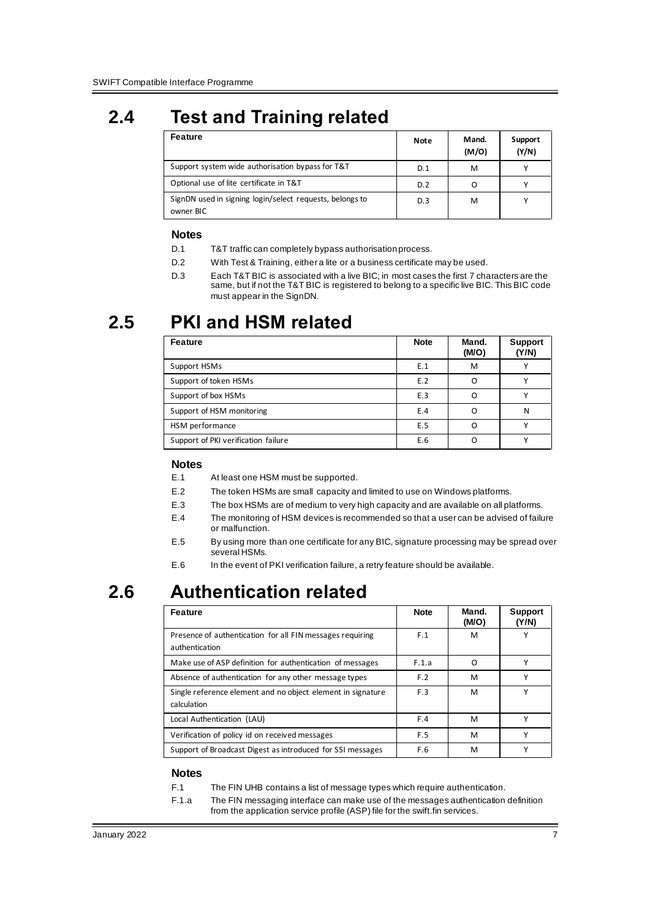## 2.4 Test and Training related

| Feature | Note | Mand. (M/O) | Support (Y/N) |
|---|---|---|---|
| Support system wide authorisation bypass for T&T | D.1 | M | Y |
| Optional use of lite certificate in T&T | D.2 | O | Y |
| SignDN used in signing login/select requests, belongs to owner BIC | D.3 | M | Y |

#### Notes

D.1 T&T traffic can completely bypass authorisation process.

D.2 With Test & Training, either a lite or a business certificate may be used.

D.3 Each T&T BIC is associated with a live BIC; in most cases the first 7 characters are the same, but if not the T&T BIC is registered to belong to a specific live BIC. This BIC code must appear in the SignDN.

## 2.5 PKI and HSM related

| Feature | Note | Mand. (M/O) | Support (Y/N) |
|---|---|---|---|
| Support HSMs | E.1 | M | Y |
| Support of token HSMs | E.2 | O | Y |
| Support of box HSMs | E.3 | O | Y |
| Support of HSM monitoring | E.4 | O | N |
| HSM performance | E.5 | O | Y |
| Support of PKI verification failure | E.6 | O | Y |

#### Notes

E.1 At least one HSM must be supported.

E.2 The token HSMs are small capacity and limited to use on Windows platforms.

E.3 The box HSMs are of medium to very high capacity and are available on all platforms.

E.4 The monitoring of HSM devices is recommended so that a user can be advised of failure or malfunction.

E.5 By using more than one certificate for any BIC, signature processing may be spread over several HSMs.

E.6 In the event of PKI verification failure, a retry feature should be available.

## 2.6 Authentication related

| Feature | Note | Mand. (M/O) | Support (Y/N) |
|---|---|---|---|
| Presence of authentication for all FIN messages requiring authentication | F.1 | M | Y |
| Make use of ASP definition for authentication of messages | F.1.a | O | Y |
| Absence of authentication for any other message types | F.2 | M | Y |
| Single reference element and no object element in signature calculation | F.3 | M | Y |
| Local Authentication (LAU) | F.4 | M | Y |
| Verification of policy id on received messages | F.5 | M | Y |
| Support of Broadcast Digest as introduced for SSI messages | F.6 | M | Y |

#### Notes

F.1 The FIN UHB contains a list of message types which require authentication.

F.1.a The FIN messaging interface can make use of the messages authentication definition from the application service profile (ASP) file for the swift.fin services.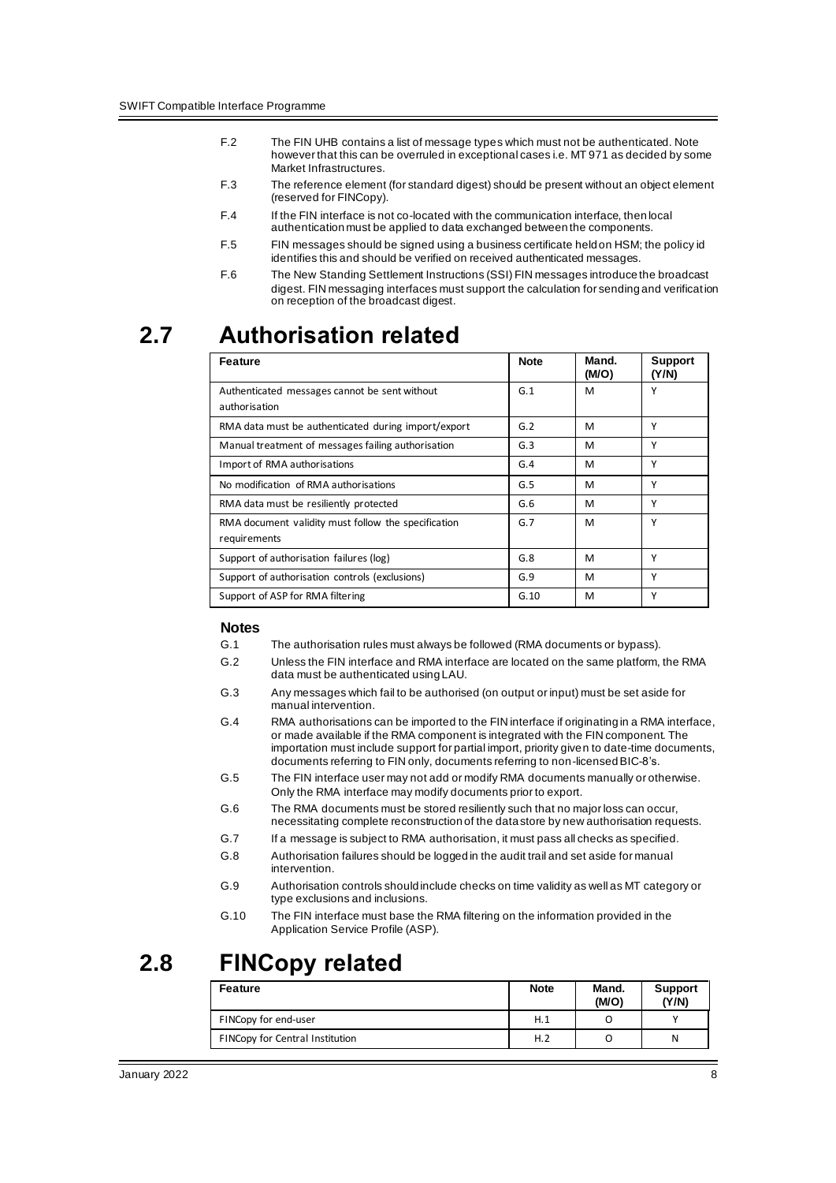F.2 The FIN UHB contains a list of message types which must not be authenticated. Note however that this can be overruled in exceptional cases i.e. MT 971 as decided by some Market Infrastructures.

F.3 The reference element (for standard digest) should be present without an object element (reserved for FINCopy).

F.4 If the FIN interface is not co-located with the communication interface, then local authentication must be applied to data exchanged between the components.

F.5 FIN messages should be signed using a business certificate held on HSM; the policy id identifies this and should be verified on received authenticated messages.

F.6 The New Standing Settlement Instructions (SSI) FIN messages introduce the broadcast digest. FIN messaging interfaces must support the calculation for sending and verification on reception of the broadcast digest.

# 2.7 Authorisation related

| Feature | Note | Mand. (M/O) | Support (Y/N) |
|---|---|---|---|
| Authenticated messages cannot be sent without authorisation | G.1 | M | Y |
| RMA data must be authenticated during import/export | G.2 | M | Y |
| Manual treatment of messages failing authorisation | G.3 | M | Y |
| Import of RMA authorisations | G.4 | M | Y |
| No modification of RMA authorisations | G.5 | M | Y |
| RMA data must be resiliently protected | G.6 | M | Y |
| RMA document validity must follow the specification requirements | G.7 | M | Y |
| Support of authorisation failures (log) | G.8 | M | Y |
| Support of authorisation controls (exclusions) | G.9 | M | Y |
| Support of ASP for RMA filtering | G.10 | M | Y |

**Notes**

G.1 The authorisation rules must always be followed (RMA documents or bypass).

G.2 Unless the FIN interface and RMA interface are located on the same platform, the RMA data must be authenticated using LAU.

G.3 Any messages which fail to be authorised (on output or input) must be set aside for manual intervention.

G.4 RMA authorisations can be imported to the FIN interface if originating in a RMA interface, or made available if the RMA component is integrated with the FIN component. The importation must include support for partial import, priority given to date-time documents, documents referring to FIN only, documents referring to non-licensed BIC-8's.

G.5 The FIN interface user may not add or modify RMA documents manually or otherwise. Only the RMA interface may modify documents prior to export.

G.6 The RMA documents must be stored resiliently such that no major loss can occur, necessitating complete reconstruction of the data store by new authorisation requests.

G.7 If a message is subject to RMA authorisation, it must pass all checks as specified.

G.8 Authorisation failures should be logged in the audit trail and set aside for manual intervention.

G.9 Authorisation controls should include checks on time validity as well as MT category or type exclusions and inclusions.

G.10 The FIN interface must base the RMA filtering on the information provided in the Application Service Profile (ASP).

# 2.8 FINCopy related

| Feature | Note | Mand. (M/O) | Support (Y/N) |
|---|---|---|---|
| FINCopy for end-user | H.1 | O | Y |
| FINCopy for Central Institution | H.2 | O | N |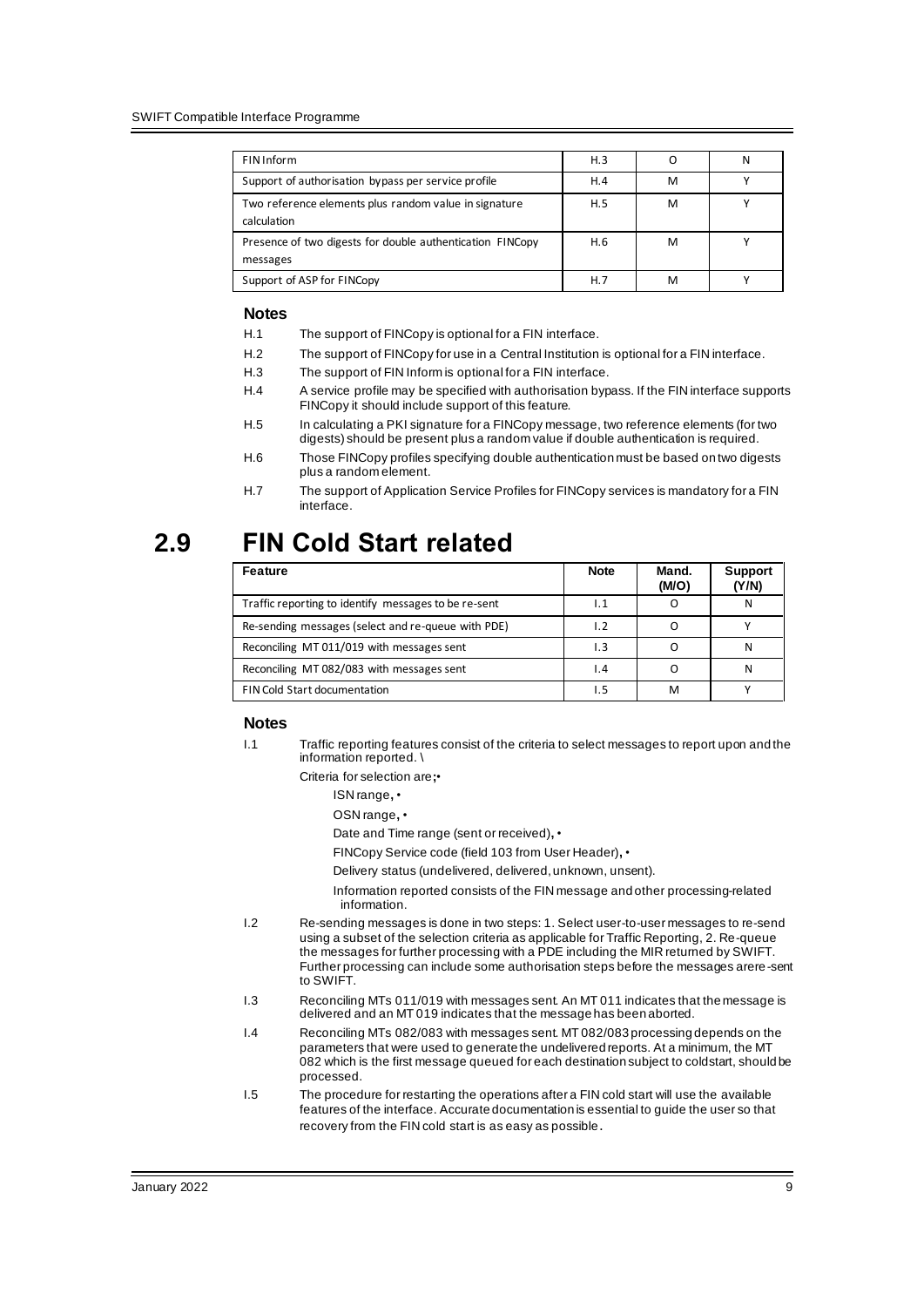| FIN Inform | H.3 | O | N |
|---|---|---|---|
| Support of authorisation bypass per service profile | H.4 | M | Y |
| Two reference elements plus random value in signature calculation | H.5 | M | Y |
| Presence of two digests for double authentication FINCopy messages | H.6 | M | Y |
| Support of ASP for FINCopy | H.7 | M | Y |

#### Notes

H.1 The support of FINCopy is optional for a FIN interface.

H.2 The support of FINCopy for use in a Central Institution is optional for a FIN interface.

H.3 The support of FIN Inform is optional for a FIN interface.

H.4 A service profile may be specified with authorisation bypass. If the FIN interface supports FINCopy it should include support of this feature.

H.5 In calculating a PKI signature for a FINCopy message, two reference elements (for two digests) should be present plus a random value if double authentication is required.

H.6 Those FINCopy profiles specifying double authentication must be based on two digests plus a random element.

H.7 The support of Application Service Profiles for FINCopy services is mandatory for a FIN interface.

## 2.9 FIN Cold Start related

| Feature | Note | Mand. (M/O) | Support (Y/N) |
|---|---|---|---|
| Traffic reporting to identify messages to be re-sent | I.1 | O | N |
| Re-sending messages (select and re-queue with PDE) | I.2 | O | Y |
| Reconciling MT 011/019 with messages sent | I.3 | O | N |
| Reconciling MT 082/083 with messages sent | I.4 | O | N |
| FIN Cold Start documentation | I.5 | M | Y |

#### Notes

I.1 Traffic reporting features consist of the criteria to select messages to report upon and the information reported. \

Criteria for selection are;•

- ISN range, •
- OSN range, •
- Date and Time range (sent or received), •
- FINCopy Service code (field 103 from User Header), •
- Delivery status (undelivered, delivered, unknown, unsent).

Information reported consists of the FIN message and other processing-related information.

I.2 Re-sending messages is done in two steps: 1. Select user-to-user messages to re-send using a subset of the selection criteria as applicable for Traffic Reporting, 2. Re-queue the messages for further processing with a PDE including the MIR returned by SWIFT. Further processing can include some authorisation steps before the messages arere-sent to SWIFT.

I.3 Reconciling MTs 011/019 with messages sent. An MT 011 indicates that the message is delivered and an MT 019 indicates that the message has been aborted.

I.4 Reconciling MTs 082/083 with messages sent. MT 082/083 processing depends on the parameters that were used to generate the undelivered reports. At a minimum, the MT 082 which is the first message queued for each destination subject to coldstart, should be processed.

I.5 The procedure for restarting the operations after a FIN cold start will use the available features of the interface. Accurate documentation is essential to guide the user so that recovery from the FIN cold start is as easy as possible.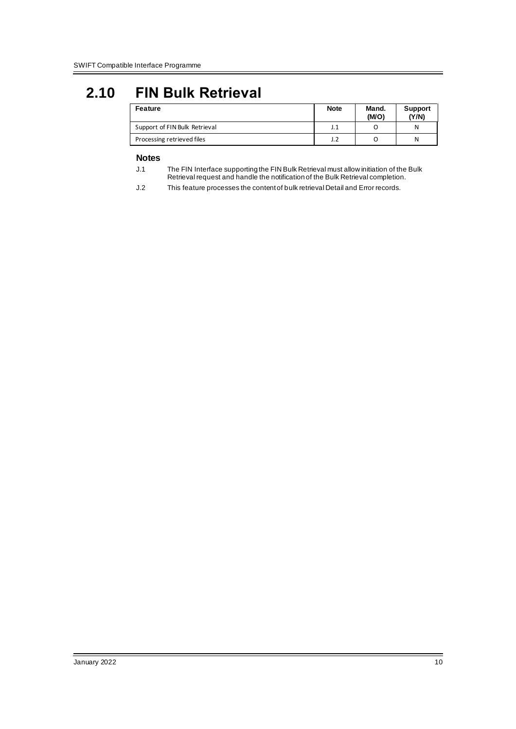# 2.10 FIN Bulk Retrieval

| Feature | Note | Mand. (M/O) | Support (Y/N) |
| --- | --- | --- | --- |
| Support of FIN Bulk Retrieval | J.1 | O | N |
| Processing retrieved files | J.2 | O | N |

### Notes

J.1 The FIN Interface supporting the FIN Bulk Retrieval must allow initiation of the Bulk Retrieval request and handle the notification of the Bulk Retrieval completion.

J.2 This feature processes the content of bulk retrieval Detail and Error records.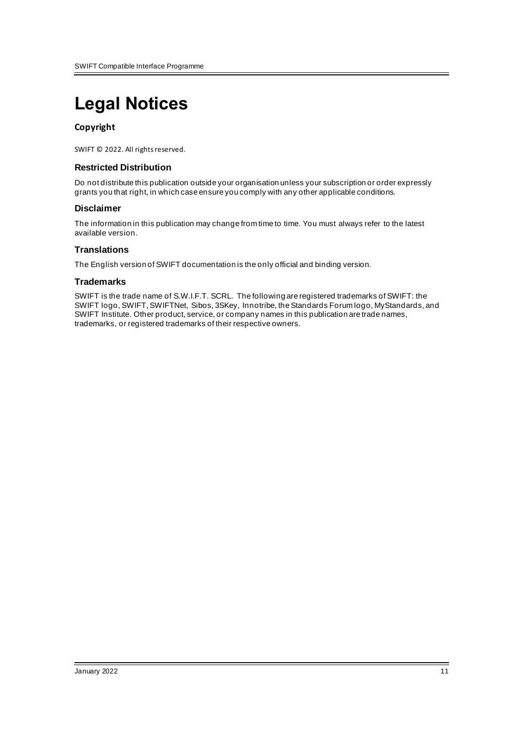# Legal Notices

### Copyright

SWIFT © 2022. All rights reserved.

### Restricted Distribution

Do not distribute this publication outside your organisation unless your subscription or order expressly grants you that right, in which case ensure you comply with any other applicable conditions.

### Disclaimer

The information in this publication may change from time to time. You must always refer to the latest available version.

### Translations

The English version of SWIFT documentation is the only official and binding version.

### Trademarks

SWIFT is the trade name of S.W.I.F.T. SCRL. The following are registered trademarks of SWIFT: the SWIFT logo, SWIFT, SWIFTNet, Sibos, 3SKey, Innotribe, the Standards Forum logo, MyStandards, and SWIFT Institute. Other product, service, or company names in this publication are trade names, trademarks, or registered trademarks of their respective owners.